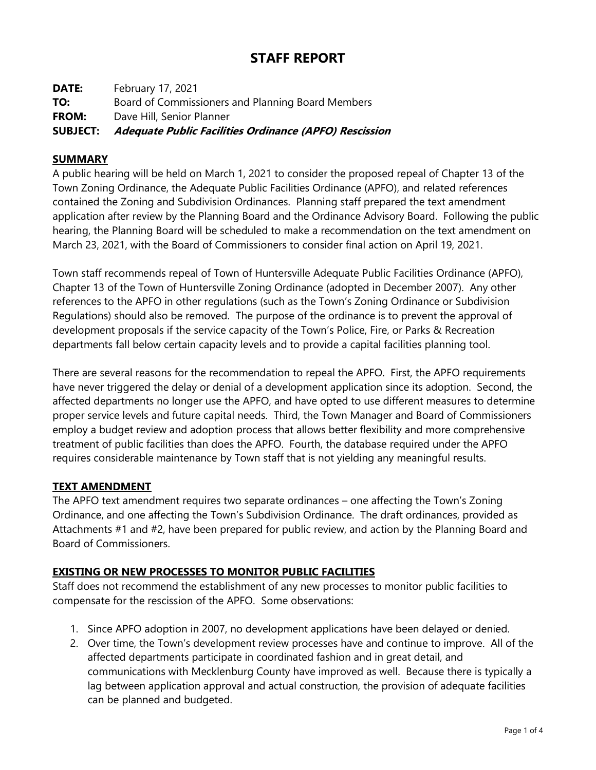# STAFF REPORT

**DATE:** February 17, 2021
**TO:** Board of Commissioners and Planning Board Members
**FROM:** Dave Hill, Senior Planner
**SUBJECT:** ***Adequate Public Facilities Ordinance (APFO) Rescission***

## SUMMARY

A public hearing will be held on March 1, 2021 to consider the proposed repeal of Chapter 13 of the Town Zoning Ordinance, the Adequate Public Facilities Ordinance (APFO), and related references contained the Zoning and Subdivision Ordinances. Planning staff prepared the text amendment application after review by the Planning Board and the Ordinance Advisory Board. Following the public hearing, the Planning Board will be scheduled to make a recommendation on the text amendment on March 23, 2021, with the Board of Commissioners to consider final action on April 19, 2021.

Town staff recommends repeal of Town of Huntersville Adequate Public Facilities Ordinance (APFO), Chapter 13 of the Town of Huntersville Zoning Ordinance (adopted in December 2007). Any other references to the APFO in other regulations (such as the Town's Zoning Ordinance or Subdivision Regulations) should also be removed. The purpose of the ordinance is to prevent the approval of development proposals if the service capacity of the Town's Police, Fire, or Parks & Recreation departments fall below certain capacity levels and to provide a capital facilities planning tool.

There are several reasons for the recommendation to repeal the APFO. First, the APFO requirements have never triggered the delay or denial of a development application since its adoption. Second, the affected departments no longer use the APFO, and have opted to use different measures to determine proper service levels and future capital needs. Third, the Town Manager and Board of Commissioners employ a budget review and adoption process that allows better flexibility and more comprehensive treatment of public facilities than does the APFO. Fourth, the database required under the APFO requires considerable maintenance by Town staff that is not yielding any meaningful results.

## TEXT AMENDMENT

The APFO text amendment requires two separate ordinances – one affecting the Town's Zoning Ordinance, and one affecting the Town's Subdivision Ordinance. The draft ordinances, provided as Attachments #1 and #2, have been prepared for public review, and action by the Planning Board and Board of Commissioners.

## EXISTING OR NEW PROCESSES TO MONITOR PUBLIC FACILITIES

Staff does not recommend the establishment of any new processes to monitor public facilities to compensate for the rescission of the APFO. Some observations:

1. Since APFO adoption in 2007, no development applications have been delayed or denied.
2. Over time, the Town's development review processes have and continue to improve. All of the affected departments participate in coordinated fashion and in great detail, and communications with Mecklenburg County have improved as well. Because there is typically a lag between application approval and actual construction, the provision of adequate facilities can be planned and budgeted.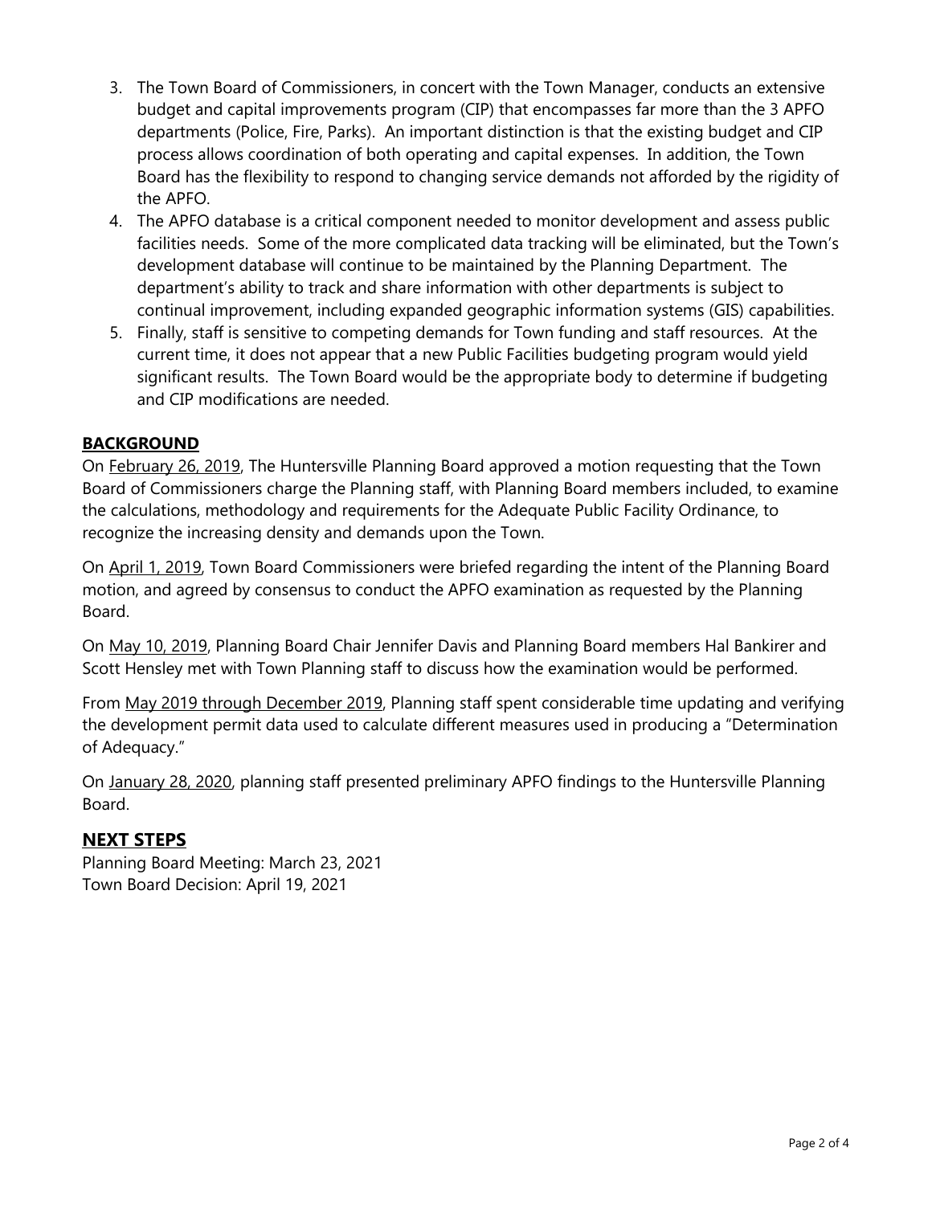3. The Town Board of Commissioners, in concert with the Town Manager, conducts an extensive budget and capital improvements program (CIP) that encompasses far more than the 3 APFO departments (Police, Fire, Parks). An important distinction is that the existing budget and CIP process allows coordination of both operating and capital expenses. In addition, the Town Board has the flexibility to respond to changing service demands not afforded by the rigidity of the APFO.
4. The APFO database is a critical component needed to monitor development and assess public facilities needs. Some of the more complicated data tracking will be eliminated, but the Town's development database will continue to be maintained by the Planning Department. The department's ability to track and share information with other departments is subject to continual improvement, including expanded geographic information systems (GIS) capabilities.
5. Finally, staff is sensitive to competing demands for Town funding and staff resources. At the current time, it does not appear that a new Public Facilities budgeting program would yield significant results. The Town Board would be the appropriate body to determine if budgeting and CIP modifications are needed.

## BACKGROUND

On February 26, 2019, The Huntersville Planning Board approved a motion requesting that the Town Board of Commissioners charge the Planning staff, with Planning Board members included, to examine the calculations, methodology and requirements for the Adequate Public Facility Ordinance, to recognize the increasing density and demands upon the Town.

On April 1, 2019, Town Board Commissioners were briefed regarding the intent of the Planning Board motion, and agreed by consensus to conduct the APFO examination as requested by the Planning Board.

On May 10, 2019, Planning Board Chair Jennifer Davis and Planning Board members Hal Bankirer and Scott Hensley met with Town Planning staff to discuss how the examination would be performed.

From May 2019 through December 2019, Planning staff spent considerable time updating and verifying the development permit data used to calculate different measures used in producing a "Determination of Adequacy."

On January 28, 2020, planning staff presented preliminary APFO findings to the Huntersville Planning Board.

## NEXT STEPS

Planning Board Meeting: March 23, 2021
Town Board Decision: April 19, 2021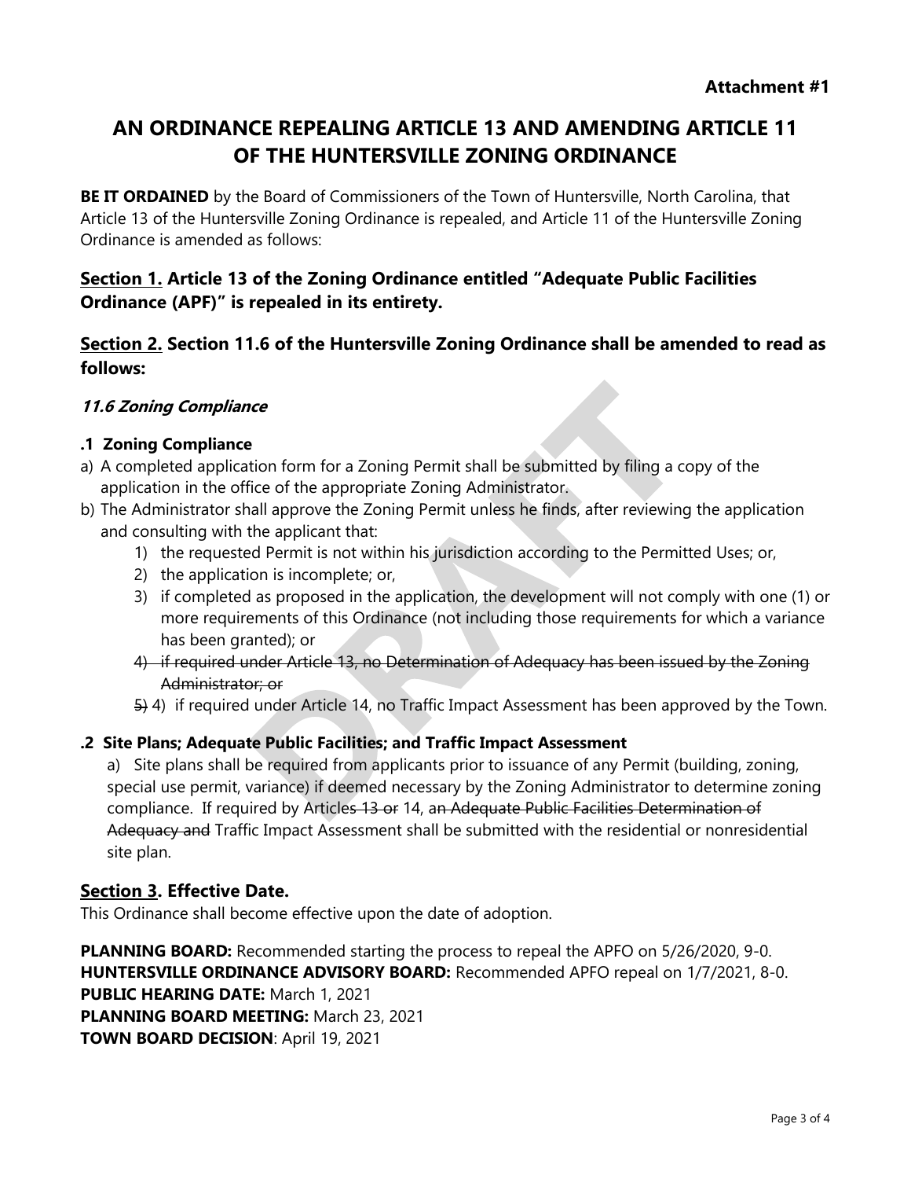**Attachment #1**

# AN ORDINANCE REPEALING ARTICLE 13 AND AMENDING ARTICLE 11 OF THE HUNTERSVILLE ZONING ORDINANCE

**BE IT ORDAINED** by the Board of Commissioners of the Town of Huntersville, North Carolina, that Article 13 of the Huntersville Zoning Ordinance is repealed, and Article 11 of the Huntersville Zoning Ordinance is amended as follows:

## <u>Section 1.</u> Article 13 of the Zoning Ordinance entitled "Adequate Public Facilities Ordinance (APF)" is repealed in its entirety.

## <u>Section 2.</u> Section 11.6 of the Huntersville Zoning Ordinance shall be amended to read as follows:

***11.6 Zoning Compliance***

**.1 Zoning Compliance**

a) A completed application form for a Zoning Permit shall be submitted by filing a copy of the application in the office of the appropriate Zoning Administrator.

b) The Administrator shall approve the Zoning Permit unless he finds, after reviewing the application and consulting with the applicant that:

1) the requested Permit is not within his jurisdiction according to the Permitted Uses; or,
2) the application is incomplete; or,
3) if completed as proposed in the application, the development will not comply with one (1) or more requirements of this Ordinance (not including those requirements for which a variance has been granted); or
4) ~~if required under Article 13, no Determination of Adequacy has been issued by the Zoning Administrator; or~~
~~5)~~ 4) if required under Article 14, no Traffic Impact Assessment has been approved by the Town.

**.2 Site Plans; Adequate Public Facilities; and Traffic Impact Assessment**

a) Site plans shall be required from applicants prior to issuance of any Permit (building, zoning, special use permit, variance) if deemed necessary by the Zoning Administrator to determine zoning compliance. If required by Article~~s 13 or~~ 14, a~~n Adequate Public Facilities Determination of Adequacy and~~ Traffic Impact Assessment shall be submitted with the residential or nonresidential site plan.

## <u>Section 3</u>. Effective Date.

This Ordinance shall become effective upon the date of adoption.

**PLANNING BOARD:** Recommended starting the process to repeal the APFO on 5/26/2020, 9-0.
**HUNTERSVILLE ORDINANCE ADVISORY BOARD:** Recommended APFO repeal on 1/7/2021, 8-0.
**PUBLIC HEARING DATE:** March 1, 2021
**PLANNING BOARD MEETING:** March 23, 2021
**TOWN BOARD DECISION**: April 19, 2021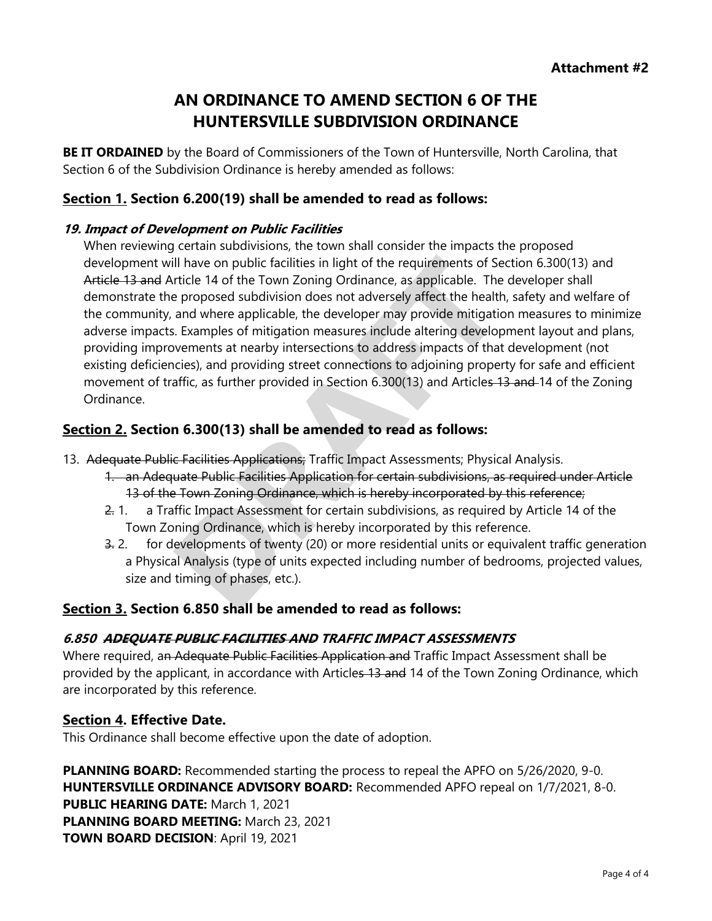**Attachment #2**

# AN ORDINANCE TO AMEND SECTION 6 OF THE HUNTERSVILLE SUBDIVISION ORDINANCE

**BE IT ORDAINED** by the Board of Commissioners of the Town of Huntersville, North Carolina, that Section 6 of the Subdivision Ordinance is hereby amended as follows:

## Section 1. Section 6.200(19) shall be amended to read as follows:

### *19. Impact of Development on Public Facilities*

When reviewing certain subdivisions, the town shall consider the impacts the proposed development will have on public facilities in light of the requirements of Section 6.300(13) and ~~Article 13 and~~ Article 14 of the Town Zoning Ordinance, as applicable. The developer shall demonstrate the proposed subdivision does not adversely affect the health, safety and welfare of the community, and where applicable, the developer may provide mitigation measures to minimize adverse impacts. Examples of mitigation measures include altering development layout and plans, providing improvements at nearby intersections to address impacts of that development (not existing deficiencies), and providing street connections to adjoining property for safe and efficient movement of traffic, as further provided in Section 6.300(13) and Article~~s 13 and~~ 14 of the Zoning Ordinance.

## Section 2. Section 6.300(13) shall be amended to read as follows:

13. ~~Adequate Public Facilities Applications;~~ Traffic Impact Assessments; Physical Analysis.
    - ~~1. an Adequate Public Facilities Application for certain subdivisions, as required under Article 13 of the Town Zoning Ordinance, which is hereby incorporated by this reference;~~
    - ~~2.~~ 1. a Traffic Impact Assessment for certain subdivisions, as required by Article 14 of the Town Zoning Ordinance, which is hereby incorporated by this reference.
    - ~~3.~~ 2. for developments of twenty (20) or more residential units or equivalent traffic generation a Physical Analysis (type of units expected including number of bedrooms, projected values, size and timing of phases, etc.).

## Section 3. Section 6.850 shall be amended to read as follows:

### *6.850 ~~ADEQUATE PUBLIC FACILITIES AND~~ TRAFFIC IMPACT ASSESSMENTS*

Where required, a~~n Adequate Public Facilities Application and~~ Traffic Impact Assessment shall be provided by the applicant, in accordance with Article~~s 13 and~~ 14 of the Town Zoning Ordinance, which are incorporated by this reference.

## Section 4. Effective Date.

This Ordinance shall become effective upon the date of adoption.

**PLANNING BOARD:** Recommended starting the process to repeal the APFO on 5/26/2020, 9-0.
**HUNTERSVILLE ORDINANCE ADVISORY BOARD:** Recommended APFO repeal on 1/7/2021, 8-0.
**PUBLIC HEARING DATE:** March 1, 2021
**PLANNING BOARD MEETING:** March 23, 2021
**TOWN BOARD DECISION**: April 19, 2021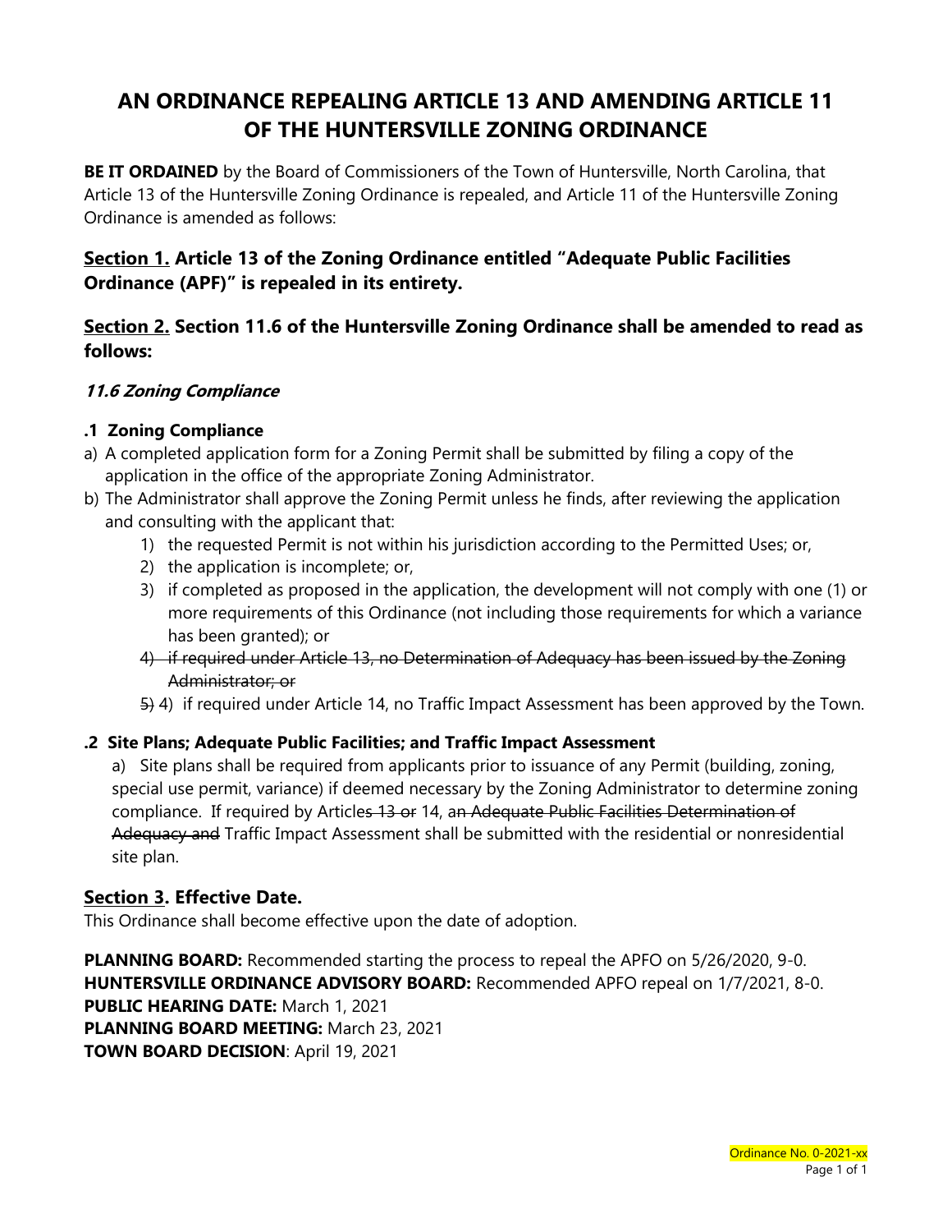# AN ORDINANCE REPEALING ARTICLE 13 AND AMENDING ARTICLE 11 OF THE HUNTERSVILLE ZONING ORDINANCE

**BE IT ORDAINED** by the Board of Commissioners of the Town of Huntersville, North Carolina, that Article 13 of the Huntersville Zoning Ordinance is repealed, and Article 11 of the Huntersville Zoning Ordinance is amended as follows:

## <u>Section 1.</u> Article 13 of the Zoning Ordinance entitled "Adequate Public Facilities Ordinance (APF)" is repealed in its entirety.

## <u>Section 2.</u> Section 11.6 of the Huntersville Zoning Ordinance shall be amended to read as follows:

### *11.6 Zoning Compliance*

**.1 Zoning Compliance**

a) A completed application form for a Zoning Permit shall be submitted by filing a copy of the application in the office of the appropriate Zoning Administrator.

b) The Administrator shall approve the Zoning Permit unless he finds, after reviewing the application and consulting with the applicant that:

1) the requested Permit is not within his jurisdiction according to the Permitted Uses; or,
2) the application is incomplete; or,
3) if completed as proposed in the application, the development will not comply with one (1) or more requirements of this Ordinance (not including those requirements for which a variance has been granted); or
4) ~~if required under Article 13, no Determination of Adequacy has been issued by the Zoning Administrator; or~~

~~5)~~ 4) if required under Article 14, no Traffic Impact Assessment has been approved by the Town.

**.2 Site Plans; Adequate Public Facilities; and Traffic Impact Assessment**

a) Site plans shall be required from applicants prior to issuance of any Permit (building, zoning, special use permit, variance) if deemed necessary by the Zoning Administrator to determine zoning compliance. If required by Article~~s 13 or~~ 14, a~~n Adequate Public Facilities Determination of Adequacy and~~ Traffic Impact Assessment shall be submitted with the residential or nonresidential site plan.

## <u>Section 3</u>. Effective Date.

This Ordinance shall become effective upon the date of adoption.

**PLANNING BOARD:** Recommended starting the process to repeal the APFO on 5/26/2020, 9-0.
**HUNTERSVILLE ORDINANCE ADVISORY BOARD:** Recommended APFO repeal on 1/7/2021, 8-0.
**PUBLIC HEARING DATE:** March 1, 2021
**PLANNING BOARD MEETING:** March 23, 2021
**TOWN BOARD DECISION**: April 19, 2021

Ordinance No. 0-2021-xx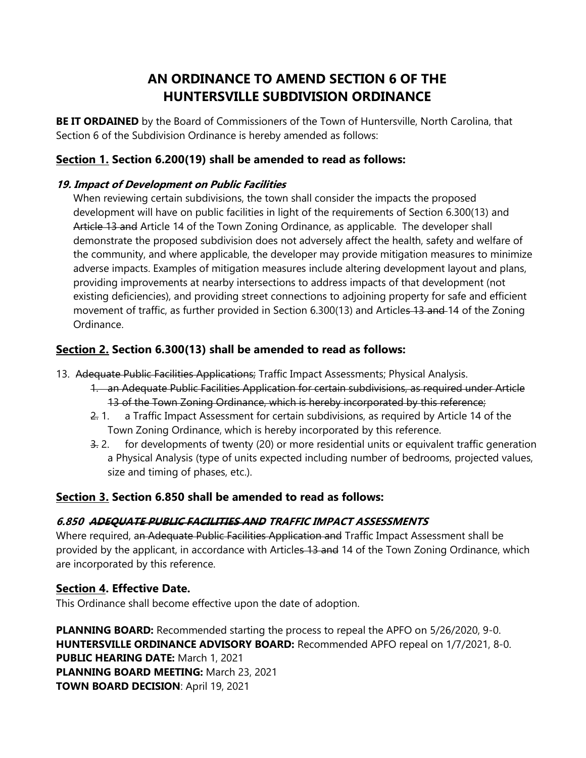# AN ORDINANCE TO AMEND SECTION 6 OF THE HUNTERSVILLE SUBDIVISION ORDINANCE

**BE IT ORDAINED** by the Board of Commissioners of the Town of Huntersville, North Carolina, that Section 6 of the Subdivision Ordinance is hereby amended as follows:

## Section 1. Section 6.200(19) shall be amended to read as follows:

### *19. Impact of Development on Public Facilities*

When reviewing certain subdivisions, the town shall consider the impacts the proposed development will have on public facilities in light of the requirements of Section 6.300(13) and ~~Article 13 and~~ Article 14 of the Town Zoning Ordinance, as applicable. The developer shall demonstrate the proposed subdivision does not adversely affect the health, safety and welfare of the community, and where applicable, the developer may provide mitigation measures to minimize adverse impacts. Examples of mitigation measures include altering development layout and plans, providing improvements at nearby intersections to address impacts of that development (not existing deficiencies), and providing street connections to adjoining property for safe and efficient movement of traffic, as further provided in Section 6.300(13) and Article~~s 13 and~~ 14 of the Zoning Ordinance.

## Section 2. Section 6.300(13) shall be amended to read as follows:

13. ~~Adequate Public Facilities Applications;~~ Traffic Impact Assessments; Physical Analysis.
    - ~~1. an Adequate Public Facilities Application for certain subdivisions, as required under Article 13 of the Town Zoning Ordinance, which is hereby incorporated by this reference;~~
    - ~~2.~~ 1. a Traffic Impact Assessment for certain subdivisions, as required by Article 14 of the Town Zoning Ordinance, which is hereby incorporated by this reference.
    - ~~3.~~ 2. for developments of twenty (20) or more residential units or equivalent traffic generation a Physical Analysis (type of units expected including number of bedrooms, projected values, size and timing of phases, etc.).

## Section 3. Section 6.850 shall be amended to read as follows:

### *6.850 ~~ADEQUATE PUBLIC FACILITIES AND~~ TRAFFIC IMPACT ASSESSMENTS*

Where required, a~~n Adequate Public Facilities Application and~~ Traffic Impact Assessment shall be provided by the applicant, in accordance with Article~~s 13 and~~ 14 of the Town Zoning Ordinance, which are incorporated by this reference.

## Section 4. Effective Date.

This Ordinance shall become effective upon the date of adoption.

**PLANNING BOARD:** Recommended starting the process to repeal the APFO on 5/26/2020, 9-0.
**HUNTERSVILLE ORDINANCE ADVISORY BOARD:** Recommended APFO repeal on 1/7/2021, 8-0.
**PUBLIC HEARING DATE:** March 1, 2021
**PLANNING BOARD MEETING:** March 23, 2021
**TOWN BOARD DECISION**: April 19, 2021